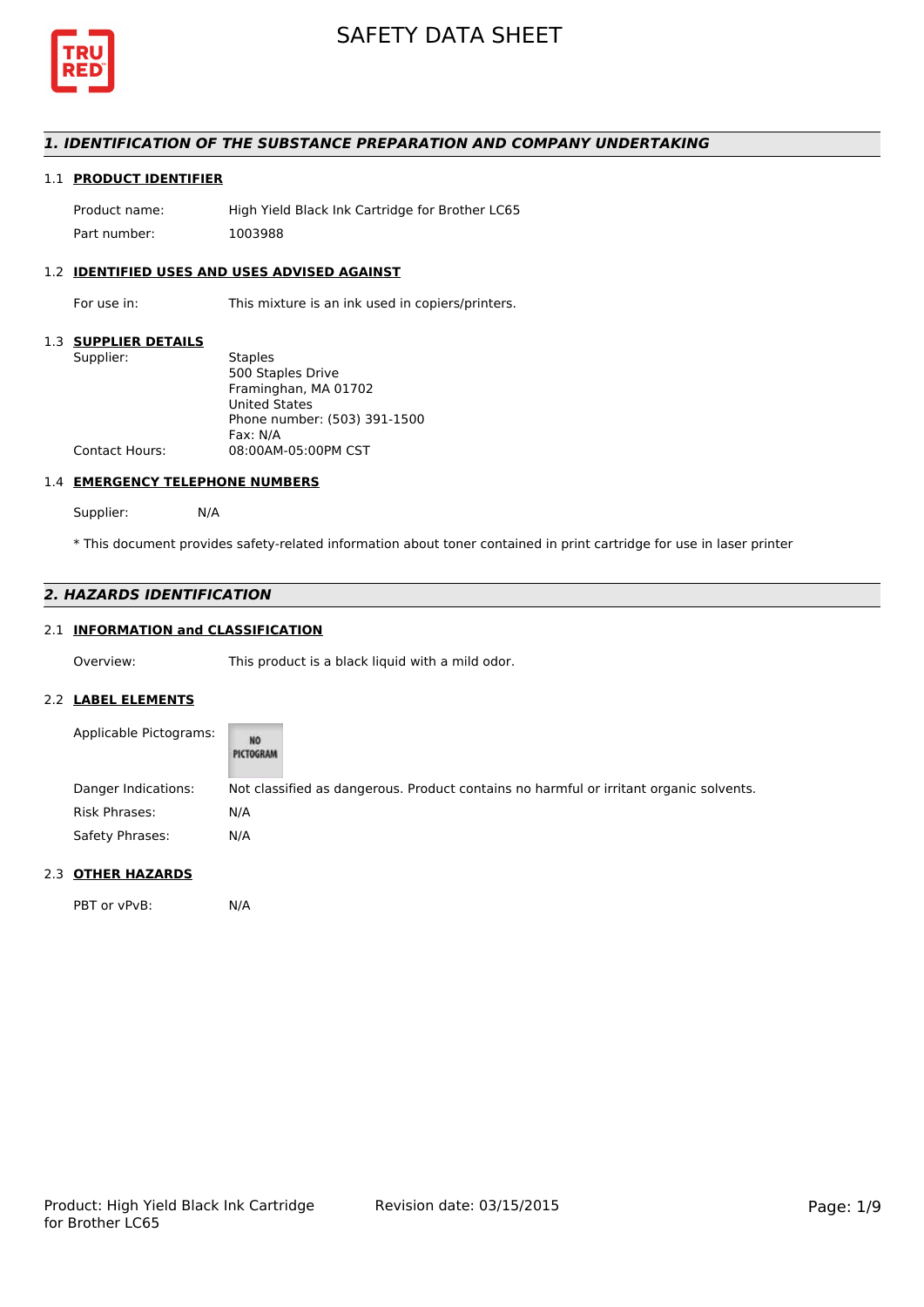# SAFETY DATA SHEET

## *1. IDENTIFICATION OF THE SUBSTANCE PREPARATION AND COMPANY UNDERTAKING*

### 1.1 PRODUCT IDENTIFIER

| | |
|---|---|
| Product name: | High Yield Black Ink Cartridge for Brother LC65 |
| Part number: | 1003988 |

### 1.2 IDENTIFIED USES AND USES ADVISED AGAINST

| | |
|---|---|
| For use in: | This mixture is an ink used in copiers/printers. |

### 1.3 SUPPLIER DETAILS

| | |
|---|---|
| Supplier: | Staples<br>500 Staples Drive<br>Framinghan, MA 01702<br>United States<br>Phone number: (503) 391-1500<br>Fax: N/A |
| Contact Hours: | 08:00AM-05:00PM CST |

### 1.4 EMERGENCY TELEPHONE NUMBERS

Supplier: N/A

* This document provides safety-related information about toner contained in print cartridge for use in laser printer

## *2. HAZARDS IDENTIFICATION*

### 2.1 INFORMATION and CLASSIFICATION

| | |
|---|---|
| Overview: | This product is a black liquid with a mild odor. |

### 2.2 LABEL ELEMENTS

| | |
|---|---|
| Applicable Pictograms: | NO PICTOGRAM |
| Danger Indications: | Not classified as dangerous. Product contains no harmful or irritant organic solvents. |
| Risk Phrases: | N/A |
| Safety Phrases: | N/A |

### 2.3 OTHER HAZARDS

| | |
|---|---|
| PBT or vPvB: | N/A |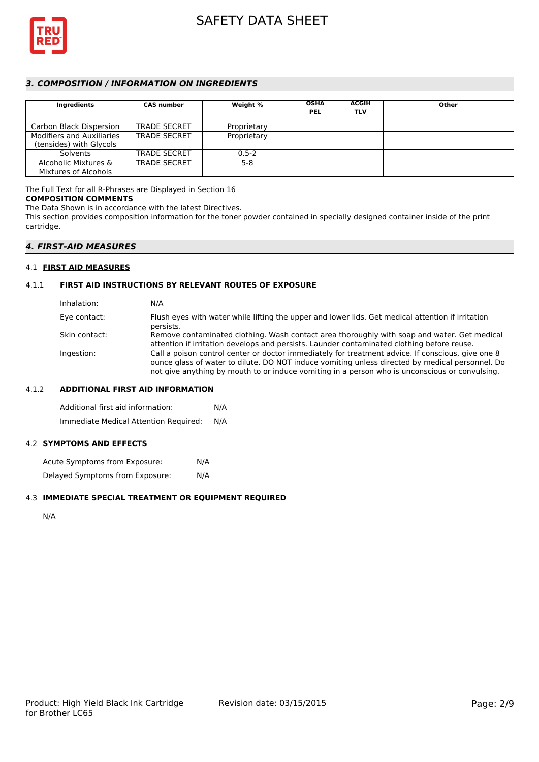## 3. COMPOSITION / INFORMATION ON INGREDIENTS

| Ingredients | CAS number | Weight % | OSHA PEL | ACGIH TLV | Other |
|---|---|---|---|---|---|
| Carbon Black Dispersion | TRADE SECRET | Proprietary | | | |
| Modifiers and Auxiliaries (tensides) with Glycols | TRADE SECRET | Proprietary | | | |
| Solvents | TRADE SECRET | 0.5-2 | | | |
| Alcoholic Mixtures & Mixtures of Alcohols | TRADE SECRET | 5-8 | | | |

The Full Text for all R-Phrases are Displayed in Section 16

**COMPOSITION COMMENTS**

The Data Shown is in accordance with the latest Directives.

This section provides composition information for the toner powder contained in specially designed container inside of the print cartridge.

## 4. FIRST-AID MEASURES

### 4.1 FIRST AID MEASURES

#### 4.1.1 FIRST AID INSTRUCTIONS BY RELEVANT ROUTES OF EXPOSURE

Inhalation: N/A

Eye contact: Flush eyes with water while lifting the upper and lower lids. Get medical attention if irritation persists.

Skin contact: Remove contaminated clothing. Wash contact area thoroughly with soap and water. Get medical attention if irritation develops and persists. Launder contaminated clothing before reuse.

Ingestion: Call a poison control center or doctor immediately for treatment advice. If conscious, give one 8 ounce glass of water to dilute. DO NOT induce vomiting unless directed by medical personnel. Do not give anything by mouth to or induce vomiting in a person who is unconscious or convulsing.

#### 4.1.2 ADDITIONAL FIRST AID INFORMATION

Additional first aid information: N/A

Immediate Medical Attention Required: N/A

### 4.2 SYMPTOMS AND EFFECTS

Acute Symptoms from Exposure: N/A

Delayed Symptoms from Exposure: N/A

### 4.3 IMMEDIATE SPECIAL TREATMENT OR EQUIPMENT REQUIRED

N/A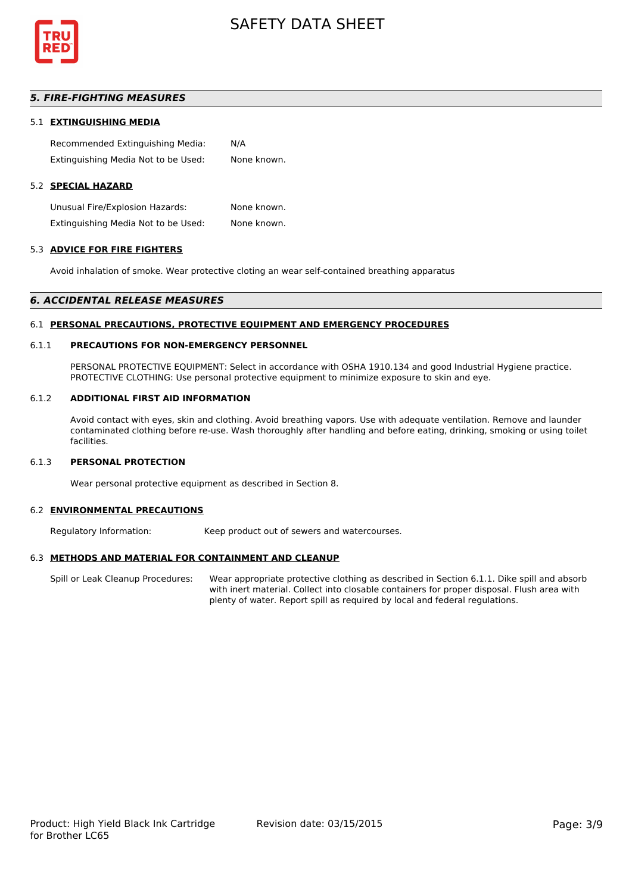## 5. FIRE-FIGHTING MEASURES

### 5.1 EXTINGUISHING MEDIA

Recommended Extinguishing Media: N/A

Extinguishing Media Not to be Used: None known.

### 5.2 SPECIAL HAZARD

Unusual Fire/Explosion Hazards: None known.

Extinguishing Media Not to be Used: None known.

### 5.3 ADVICE FOR FIRE FIGHTERS

Avoid inhalation of smoke. Wear protective cloting an wear self-contained breathing apparatus

## 6. ACCIDENTAL RELEASE MEASURES

### 6.1 PERSONAL PRECAUTIONS, PROTECTIVE EQUIPMENT AND EMERGENCY PROCEDURES

#### 6.1.1 PRECAUTIONS FOR NON-EMERGENCY PERSONNEL

PERSONAL PROTECTIVE EQUIPMENT: Select in accordance with OSHA 1910.134 and good Industrial Hygiene practice. PROTECTIVE CLOTHING: Use personal protective equipment to minimize exposure to skin and eye.

#### 6.1.2 ADDITIONAL FIRST AID INFORMATION

Avoid contact with eyes, skin and clothing. Avoid breathing vapors. Use with adequate ventilation. Remove and launder contaminated clothing before re-use. Wash thoroughly after handling and before eating, drinking, smoking or using toilet facilities.

#### 6.1.3 PERSONAL PROTECTION

Wear personal protective equipment as described in Section 8.

### 6.2 ENVIRONMENTAL PRECAUTIONS

Regulatory Information: Keep product out of sewers and watercourses.

### 6.3 METHODS AND MATERIAL FOR CONTAINMENT AND CLEANUP

Spill or Leak Cleanup Procedures: Wear appropriate protective clothing as described in Section 6.1.1. Dike spill and absorb with inert material. Collect into closable containers for proper disposal. Flush area with plenty of water. Report spill as required by local and federal regulations.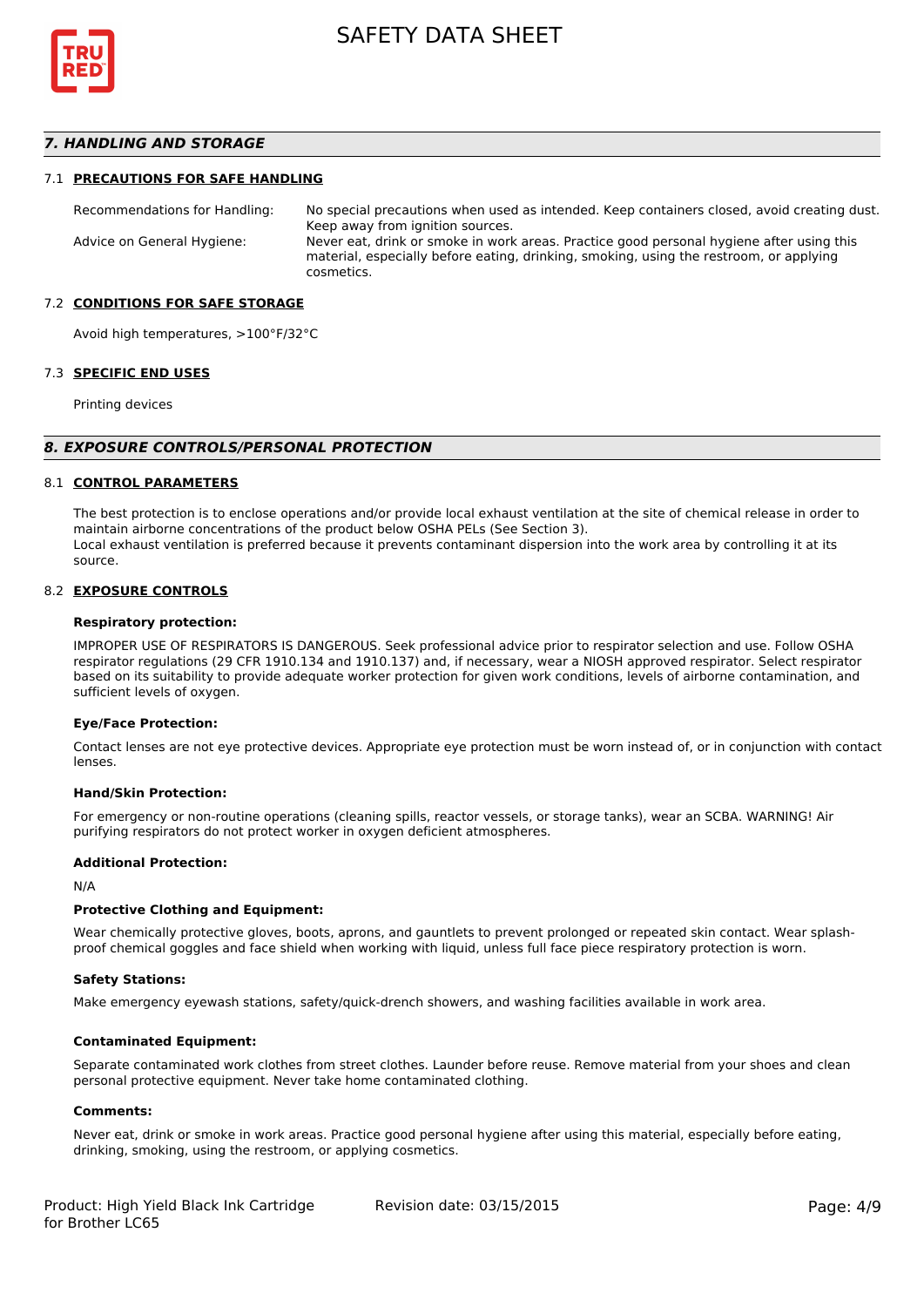## *7. HANDLING AND STORAGE*

### 7.1 PRECAUTIONS FOR SAFE HANDLING

| | |
|---|---|
| Recommendations for Handling: | No special precautions when used as intended. Keep containers closed, avoid creating dust. Keep away from ignition sources. |
| Advice on General Hygiene: | Never eat, drink or smoke in work areas. Practice good personal hygiene after using this material, especially before eating, drinking, smoking, using the restroom, or applying cosmetics. |

### 7.2 CONDITIONS FOR SAFE STORAGE

Avoid high temperatures, >100°F/32°C

### 7.3 SPECIFIC END USES

Printing devices

## *8. EXPOSURE CONTROLS/PERSONAL PROTECTION*

### 8.1 CONTROL PARAMETERS

The best protection is to enclose operations and/or provide local exhaust ventilation at the site of chemical release in order to maintain airborne concentrations of the product below OSHA PELs (See Section 3).
Local exhaust ventilation is preferred because it prevents contaminant dispersion into the work area by controlling it at its source.

### 8.2 EXPOSURE CONTROLS

**Respiratory protection:**

IMPROPER USE OF RESPIRATORS IS DANGEROUS. Seek professional advice prior to respirator selection and use. Follow OSHA respirator regulations (29 CFR 1910.134 and 1910.137) and, if necessary, wear a NIOSH approved respirator. Select respirator based on its suitability to provide adequate worker protection for given work conditions, levels of airborne contamination, and sufficient levels of oxygen.

**Eye/Face Protection:**

Contact lenses are not eye protective devices. Appropriate eye protection must be worn instead of, or in conjunction with contact lenses.

**Hand/Skin Protection:**

For emergency or non-routine operations (cleaning spills, reactor vessels, or storage tanks), wear an SCBA. WARNING! Air purifying respirators do not protect worker in oxygen deficient atmospheres.

**Additional Protection:**

N/A

**Protective Clothing and Equipment:**

Wear chemically protective gloves, boots, aprons, and gauntlets to prevent prolonged or repeated skin contact. Wear splash-proof chemical goggles and face shield when working with liquid, unless full face piece respiratory protection is worn.

**Safety Stations:**

Make emergency eyewash stations, safety/quick-drench showers, and washing facilities available in work area.

**Contaminated Equipment:**

Separate contaminated work clothes from street clothes. Launder before reuse. Remove material from your shoes and clean personal protective equipment. Never take home contaminated clothing.

**Comments:**

Never eat, drink or smoke in work areas. Practice good personal hygiene after using this material, especially before eating, drinking, smoking, using the restroom, or applying cosmetics.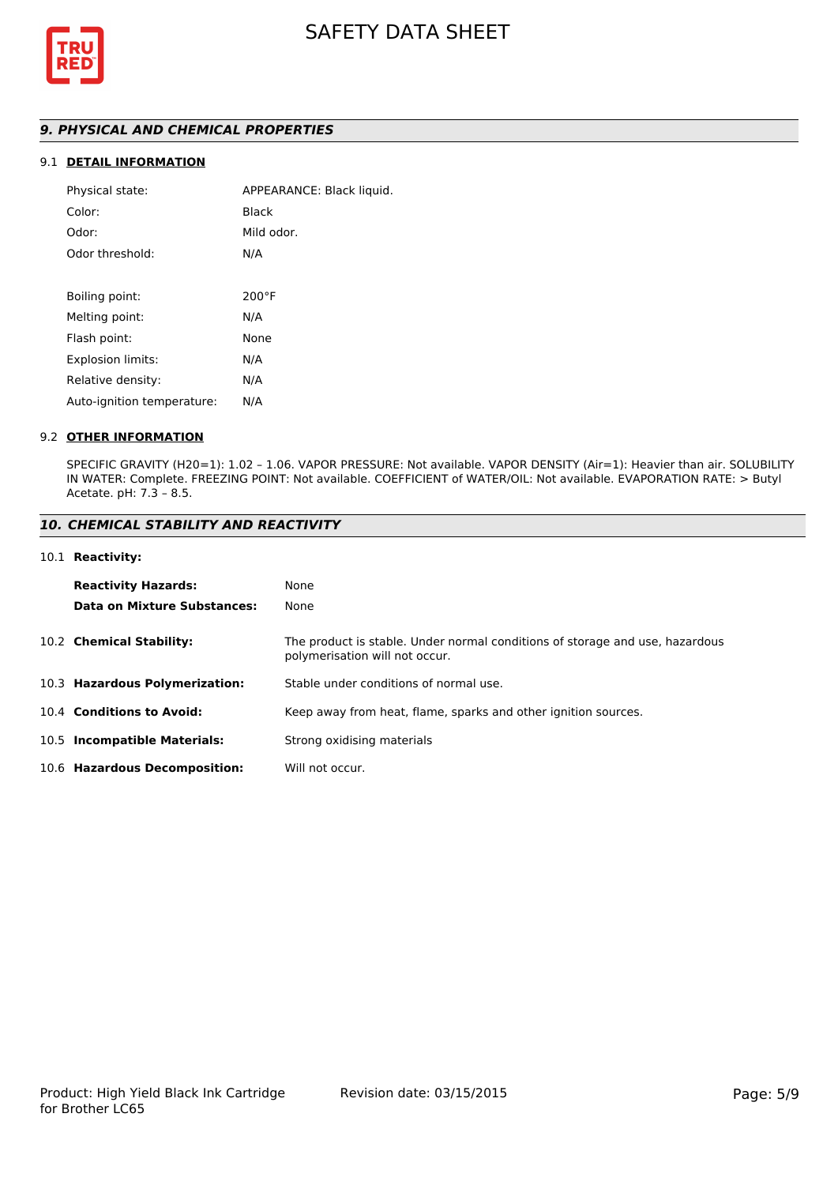## 9. PHYSICAL AND CHEMICAL PROPERTIES

### 9.1 DETAIL INFORMATION

| | |
|---|---|
| Physical state: | APPEARANCE: Black liquid. |
| Color: | Black |
| Odor: | Mild odor. |
| Odor threshold: | N/A |
| Boiling point: | 200°F |
| Melting point: | N/A |
| Flash point: | None |
| Explosion limits: | N/A |
| Relative density: | N/A |
| Auto-ignition temperature: | N/A |

### 9.2 OTHER INFORMATION

SPECIFIC GRAVITY (H20=1): 1.02 – 1.06. VAPOR PRESSURE: Not available. VAPOR DENSITY (Air=1): Heavier than air. SOLUBILITY IN WATER: Complete. FREEZING POINT: Not available. COEFFICIENT of WATER/OIL: Not available. EVAPORATION RATE: > Butyl Acetate. pH: 7.3 – 8.5.

## 10. CHEMICAL STABILITY AND REACTIVITY

### 10.1 Reactivity:

| | |
|---|---|
| **Reactivity Hazards:** | None |
| **Data on Mixture Substances:** | None |

**10.2 Chemical Stability:** The product is stable. Under normal conditions of storage and use, hazardous polymerisation will not occur.

**10.3 Hazardous Polymerization:** Stable under conditions of normal use.

**10.4 Conditions to Avoid:** Keep away from heat, flame, sparks and other ignition sources.

**10.5 Incompatible Materials:** Strong oxidising materials

**10.6 Hazardous Decomposition:** Will not occur.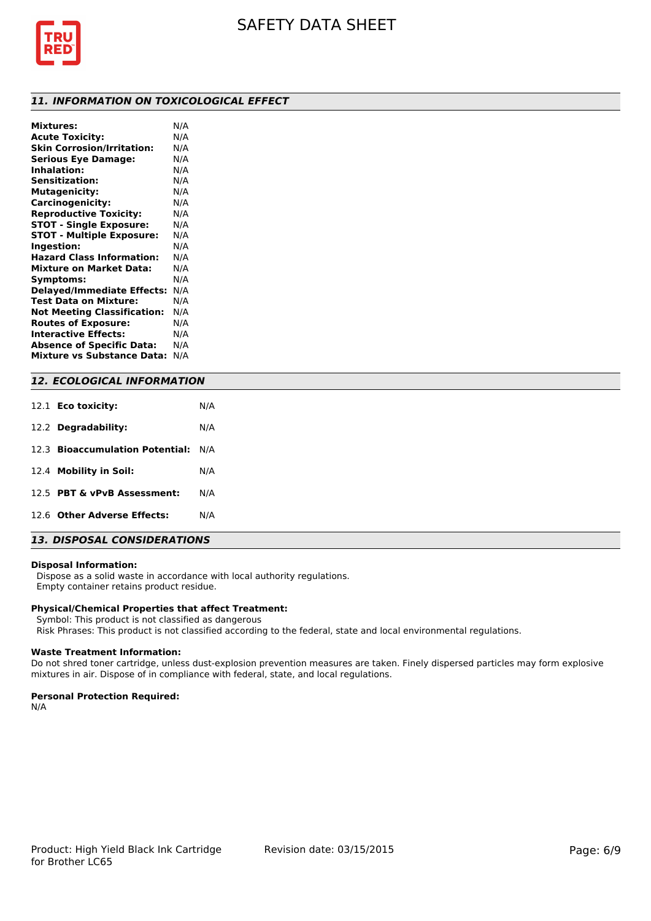## 11. INFORMATION ON TOXICOLOGICAL EFFECT

| | |
|---|---|
| **Mixtures:** | N/A |
| **Acute Toxicity:** | N/A |
| **Skin Corrosion/Irritation:** | N/A |
| **Serious Eye Damage:** | N/A |
| **Inhalation:** | N/A |
| **Sensitization:** | N/A |
| **Mutagenicity:** | N/A |
| **Carcinogenicity:** | N/A |
| **Reproductive Toxicity:** | N/A |
| **STOT - Single Exposure:** | N/A |
| **STOT - Multiple Exposure:** | N/A |
| **Ingestion:** | N/A |
| **Hazard Class Information:** | N/A |
| **Mixture on Market Data:** | N/A |
| **Symptoms:** | N/A |
| **Delayed/Immediate Effects:** | N/A |
| **Test Data on Mixture:** | N/A |
| **Not Meeting Classification:** | N/A |
| **Routes of Exposure:** | N/A |
| **Interactive Effects:** | N/A |
| **Absence of Specific Data:** | N/A |
| **Mixture vs Substance Data:** | N/A |

## 12. ECOLOGICAL INFORMATION

| | | |
|---|---|---|
| 12.1 | **Eco toxicity:** | N/A |
| 12.2 | **Degradability:** | N/A |
| 12.3 | **Bioaccumulation Potential:** | N/A |
| 12.4 | **Mobility in Soil:** | N/A |
| 12.5 | **PBT & vPvB Assessment:** | N/A |
| 12.6 | **Other Adverse Effects:** | N/A |

## 13. DISPOSAL CONSIDERATIONS

**Disposal Information:**

Dispose as a solid waste in accordance with local authority regulations.
Empty container retains product residue.

**Physical/Chemical Properties that affect Treatment:**

Symbol: This product is not classified as dangerous
Risk Phrases: This product is not classified according to the federal, state and local environmental regulations.

**Waste Treatment Information:**

Do not shred toner cartridge, unless dust-explosion prevention measures are taken. Finely dispersed particles may form explosive mixtures in air. Dispose of in compliance with federal, state, and local regulations.

**Personal Protection Required:**

N/A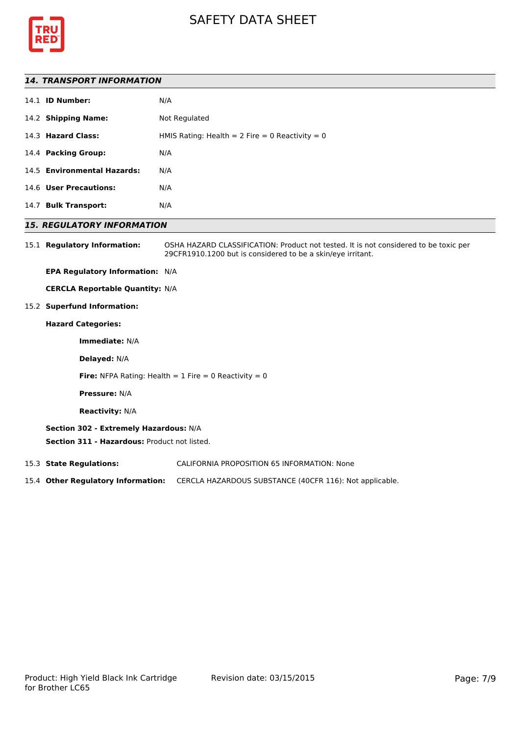## 14. TRANSPORT INFORMATION

14.1 **ID Number:** N/A

14.2 **Shipping Name:** Not Regulated

14.3 **Hazard Class:** HMIS Rating: Health = 2 Fire = 0 Reactivity = 0

14.4 **Packing Group:** N/A

14.5 **Environmental Hazards:** N/A

14.6 **User Precautions:** N/A

14.7 **Bulk Transport:** N/A

## 15. REGULATORY INFORMATION

15.1 **Regulatory Information:** OSHA HAZARD CLASSIFICATION: Product not tested. It is not considered to be toxic per 29CFR1910.1200 but is considered to be a skin/eye irritant.

**EPA Regulatory Information:** N/A

**CERCLA Reportable Quantity:** N/A

15.2 **Superfund Information:**

**Hazard Categories:**

**Immediate:** N/A

**Delayed:** N/A

**Fire:** NFPA Rating: Health = 1 Fire = 0 Reactivity = 0

**Pressure:** N/A

**Reactivity:** N/A

**Section 302 - Extremely Hazardous:** N/A

**Section 311 - Hazardous:** Product not listed.

15.3 **State Regulations:** CALIFORNIA PROPOSITION 65 INFORMATION: None

15.4 **Other Regulatory Information:** CERCLA HAZARDOUS SUBSTANCE (40CFR 116): Not applicable.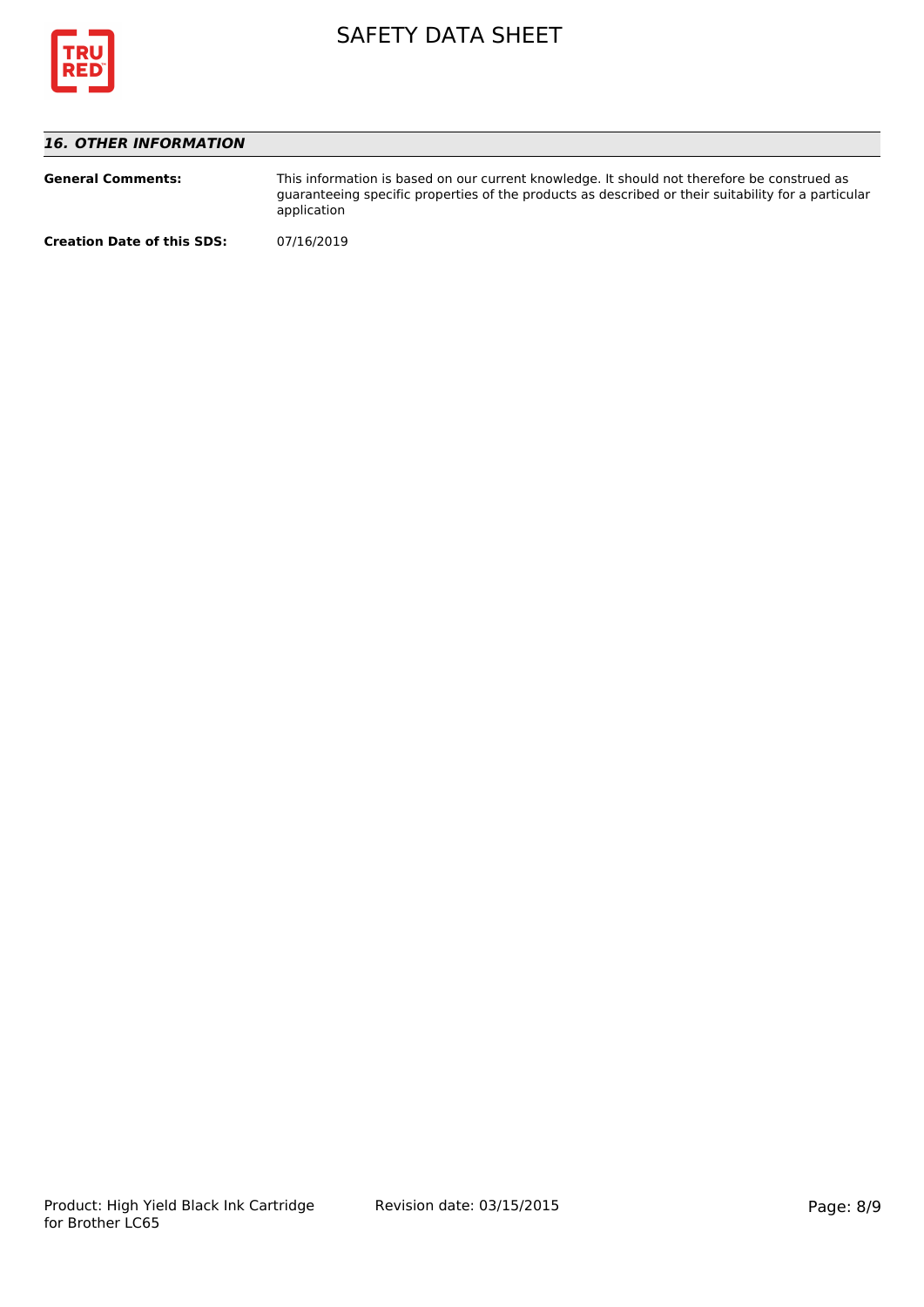## 16. OTHER INFORMATION

**General Comments:** This information is based on our current knowledge. It should not therefore be construed as guaranteeing specific properties of the products as described or their suitability for a particular application

**Creation Date of this SDS:** 07/16/2019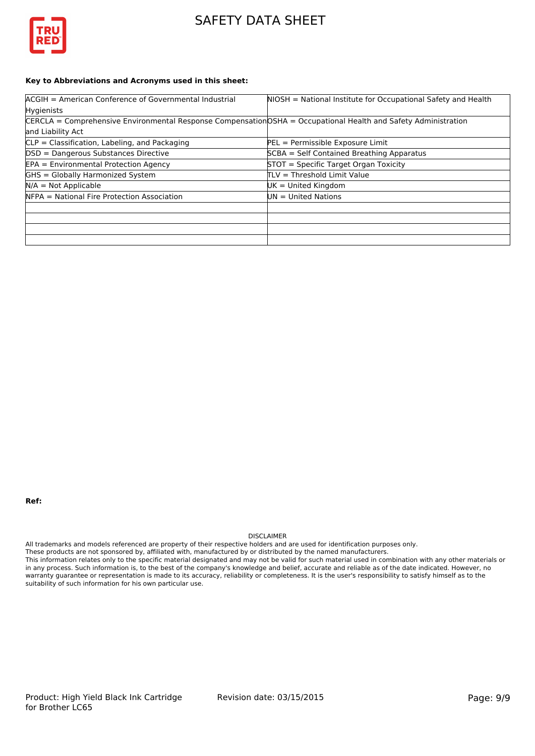**Key to Abbreviations and Acronyms used in this sheet:**

| | |
|---|---|
| ACGIH = American Conference of Governmental Industrial Hygienists | NIOSH = National Institute for Occupational Safety and Health |
| CERCLA = Comprehensive Environmental Response Compensation and Liability Act | OSHA = Occupational Health and Safety Administration |
| CLP = Classification, Labeling, and Packaging | PEL = Permissible Exposure Limit |
| DSD = Dangerous Substances Directive | SCBA = Self Contained Breathing Apparatus |
| EPA = Environmental Protection Agency | STOT = Specific Target Organ Toxicity |
| GHS = Globally Harmonized System | TLV = Threshold Limit Value |
| N/A = Not Applicable | UK = United Kingdom |
| NFPA = National Fire Protection Association | UN = United Nations |
| | |
| | |
| | |
| | |

**Ref:**

DISCLAIMER

All trademarks and models referenced are property of their respective holders and are used for identification purposes only.
These products are not sponsored by, affiliated with, manufactured by or distributed by the named manufacturers.
This information relates only to the specific material designated and may not be valid for such material used in combination with any other materials or in any process. Such information is, to the best of the company's knowledge and belief, accurate and reliable as of the date indicated. However, no warranty guarantee or representation is made to its accuracy, reliability or completeness. It is the user's responsibility to satisfy himself as to the suitability of such information for his own particular use.